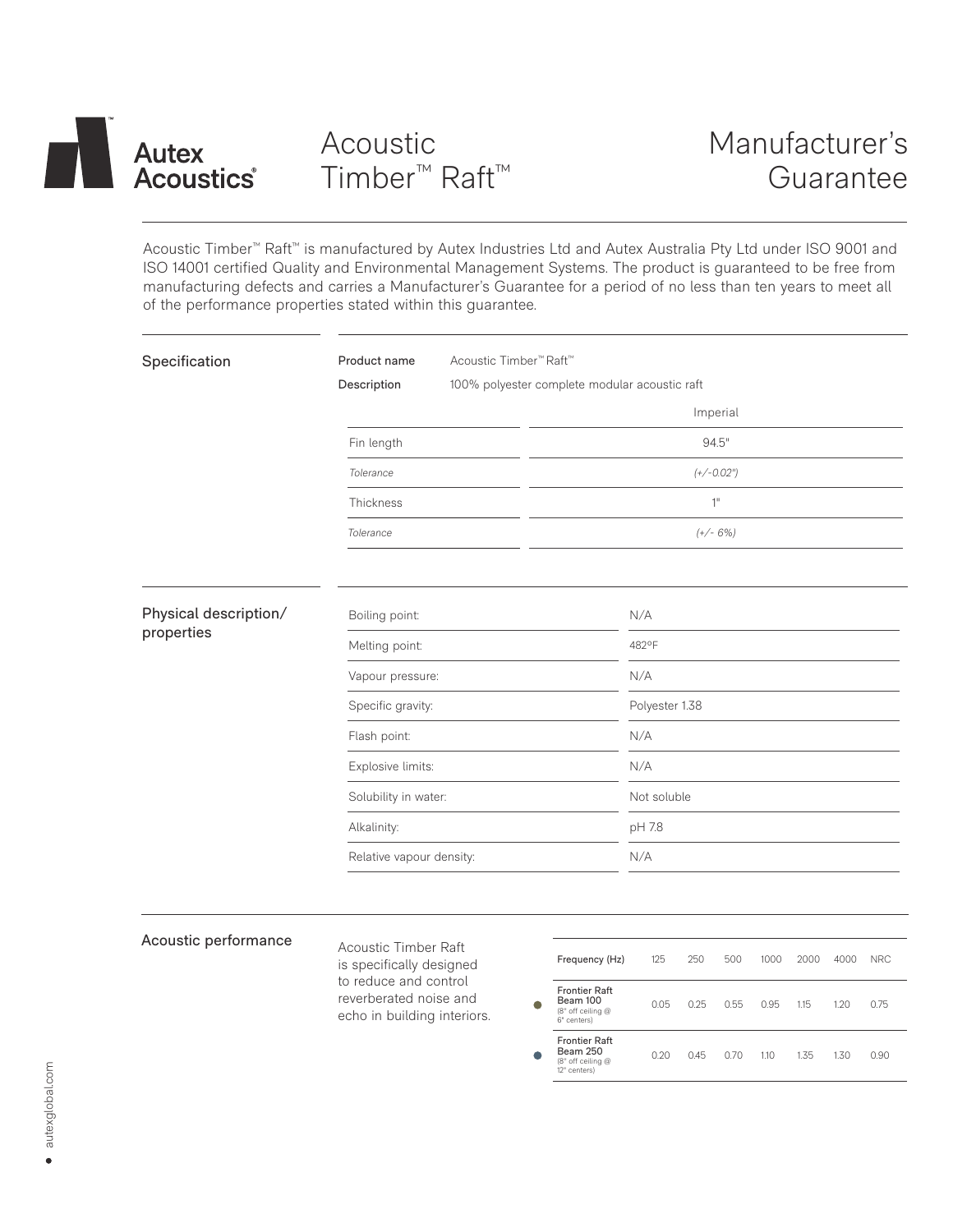Autex Acoustics®

# Acoustic Timber™ Raft™

# Manufacturer's Guarantee

Acoustic Timber™ Raft™ is manufactured by Autex Industries Ltd and Autex Australia Pty Ltd under ISO 9001 and ISO 14001 certified Quality and Environmental Management Systems. The product is guaranteed to be free from manufacturing defects and carries a Manufacturer's Guarantee for a period of no less than ten years to meet all of the performance properties stated within this guarantee.

## Specification

**Product name** Acoustic Timber™ Raft™

**Description** 100% polyester complete modular acoustic raft

| | Imperial |
|---|---|
| Fin length | 94.5" |
| *Tolerance* | *(+/-0.02")* |
| Thickness | 1" |
| *Tolerance* | *(+/- 6%)* |

## Physical description/ properties

| | |
|---|---|
| Boiling point: | N/A |
| Melting point: | 482ºF |
| Vapour pressure: | N/A |
| Specific gravity: | Polyester 1.38 |
| Flash point: | N/A |
| Explosive limits: | N/A |
| Solubility in water: | Not soluble |
| Alkalinity: | pH 7.8 |
| Relative vapour density: | N/A |

## Acoustic performance

Acoustic Timber Raft is specifically designed to reduce and control reverberated noise and echo in building interiors.

| Frequency (Hz) | 125 | 250 | 500 | 1000 | 2000 | 4000 | NRC |
|---|---|---|---|---|---|---|---|
| Frontier Raft Beam 100 (8" off ceiling @ 6" centers) | 0.05 | 0.25 | 0.55 | 0.95 | 1.15 | 1.20 | 0.75 |
| Frontier Raft Beam 250 (8" off ceiling @ 12" centers) | 0.20 | 0.45 | 0.70 | 1.10 | 1.35 | 1.30 | 0.90 |

autexglobal.com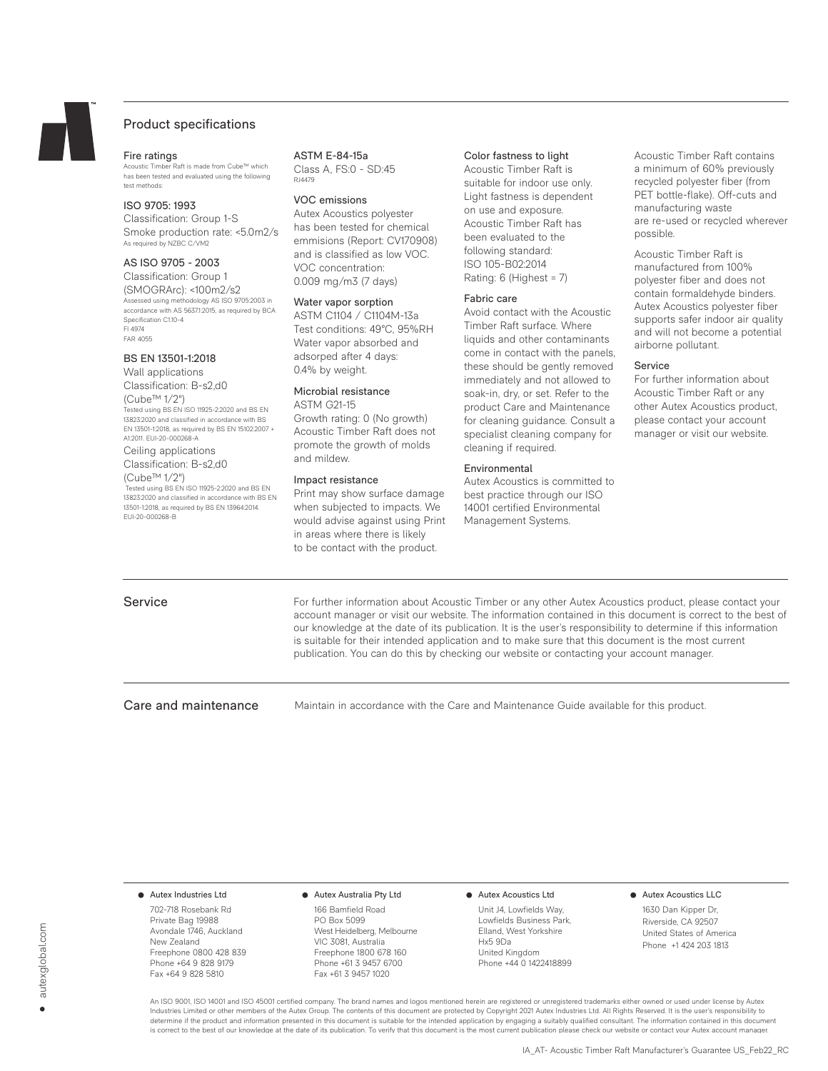## Product specifications

### Fire ratings

Acoustic Timber Raft is made from Cube™ which has been tested and evaluated using the following test methods:

#### ISO 9705: 1993

Classification: Group 1-S

Smoke production rate: <5.0m2/s

As required by NZBC C/VM2

#### AS ISO 9705 - 2003

Classification: Group 1

(SMOGRArc): <100m2/s2

Assessed using methodology AS ISO 9705:2003 in accordance with AS 5637.1:2015, as required by BCA Specification C1.10-4

FI 4974

FAR 4055

#### BS EN 13501-1:2018

Wall applications

Classification: B-s2,d0

(Cube™ 1/2")

Tested using BS EN ISO 11925-2:2020 and BS EN 13823:2020 and classified in accordance with BS EN 13501-1:2018, as required by BS EN 15102:2007 + A1:2011. EUI-20-000268-A

Ceiling applications

Classification: B-s2,d0

(Cube™ 1/2")

Tested using BS EN ISO 11925-2:2020 and BS EN 13823:2020 and classified in accordance with BS EN 13501-1:2018, as required by BS EN 13964:2014. EUI-20-000268-B

#### ASTM E-84-15a

Class A, FS:0 - SD:45

RJ4479

### VOC emissions

Autex Acoustics polyester has been tested for chemical emmisions (Report: CV170908) and is classified as low VOC. VOC concentration: 0.009 mg/m3 (7 days)

### Water vapor sorption

ASTM C1104 / C1104M-13a

Test conditions: 49°C, 95%RH

Water vapor absorbed and adsorped after 4 days: 0.4% by weight.

### Microbial resistance

ASTM G21-15

Growth rating: 0 (No growth)

Acoustic Timber Raft does not promote the growth of molds and mildew.

### Impact resistance

Print may show surface damage when subjected to impacts. We would advise against using Print in areas where there is likely to be contact with the product.

### Color fastness to light

Acoustic Timber Raft is suitable for indoor use only. Light fastness is dependent on use and exposure. Acoustic Timber Raft has been evaluated to the following standard: ISO 105-B02:2014

Rating: 6 (Highest = 7)

### Fabric care

Avoid contact with the Acoustic Timber Raft surface. Where liquids and other contaminants come in contact with the panels, these should be gently removed immediately and not allowed to soak-in, dry, or set. Refer to the product Care and Maintenance for cleaning guidance. Consult a specialist cleaning company for cleaning if required.

### Environmental

Autex Acoustics is committed to best practice through our ISO 14001 certified Environmental Management Systems.

Acoustic Timber Raft contains a minimum of 60% previously recycled polyester fiber (from PET bottle-flake). Off-cuts and manufacturing waste are re-used or recycled wherever possible.

Acoustic Timber Raft is manufactured from 100% polyester fiber and does not contain formaldehyde binders. Autex Acoustics polyester fiber supports safer indoor air quality and will not become a potential airborne pollutant.

### Service

For further information about Acoustic Timber Raft or any other Autex Acoustics product, please contact your account manager or visit our website.

## Service

For further information about Acoustic Timber or any other Autex Acoustics product, please contact your account manager or visit our website. The information contained in this document is correct to the best of our knowledge at the date of its publication. It is the user's responsibility to determine if this information is suitable for their intended application and to make sure that this document is the most current publication. You can do this by checking our website or contacting your account manager.

## Care and maintenance

Maintain in accordance with the Care and Maintenance Guide available for this product.

**Autex Industries Ltd**
702-718 Rosebank Rd
Private Bag 19988
Avondale 1746, Auckland
New Zealand
Freephone 0800 428 839
Phone +64 9 828 9179
Fax +64 9 828 5810

**Autex Australia Pty Ltd**
166 Bamfield Road
PO Box 5099
West Heidelberg, Melbourne
VIC 3081, Australia
Freephone 1800 678 160
Phone +61 3 9457 6700
Fax +61 3 9457 1020

**Autex Acoustics Ltd**
Unit J4, Lowfields Way,
Lowfields Business Park,
Elland, West Yorkshire
Hx5 9Da
United Kingdom
Phone +44 0 1422418899

**Autex Acoustics LLC**
1630 Dan Kipper Dr,
Riverside, CA 92507
United States of America
Phone +1 424 203 1813

autexglobal.com

An ISO 9001, ISO 14001 and ISO 45001 certified company. The brand names and logos mentioned herein are registered or unregistered trademarks either owned or used under license by Autex Industries Limited or other members of the Autex Group. The contents of this document are protected by Copyright 2021 Autex Industries Ltd. All Rights Reserved. It is the user's responsibility to determine if the product and information presented in this document is suitable for the intended application by engaging a suitably qualified consultant. The information contained in this document is correct to the best of our knowledge at the date of its publication. To verify that this document is the most current publication please check our website or contact your Autex account manager.

IA_AT- Acoustic Timber Raft Manufacturer's Guarantee US_Feb22_RC